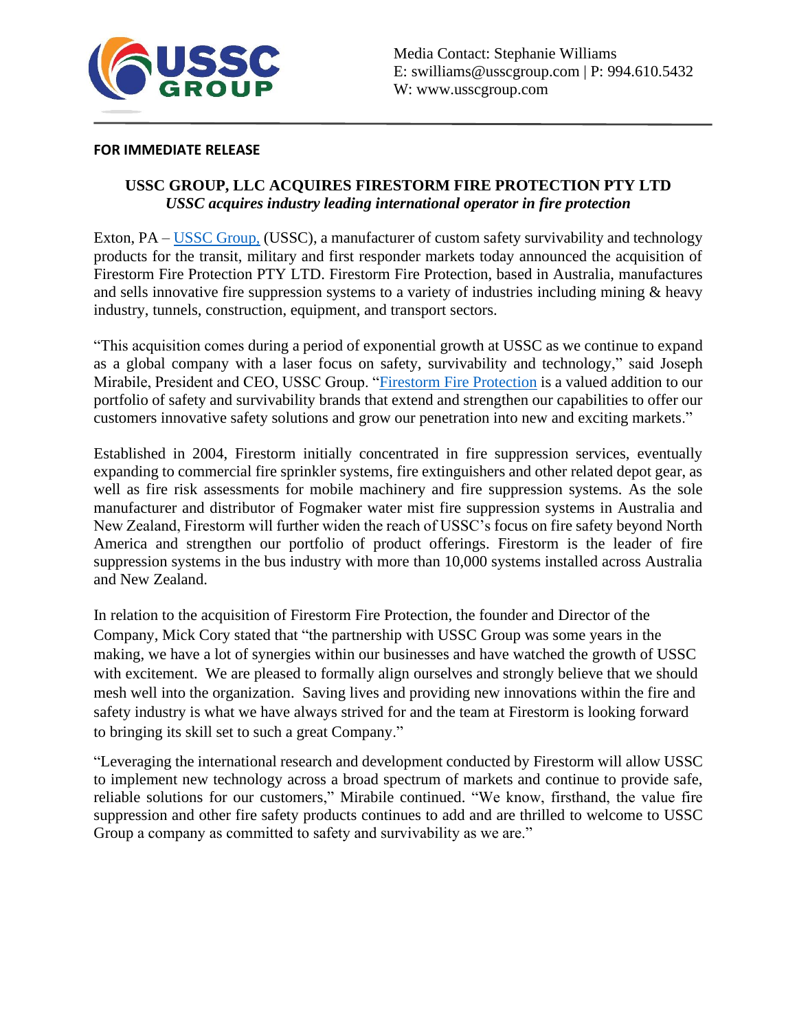Media Contact: Stephanie Williams
E: swilliams@usscgroup.com | P: 994.610.5432
W: www.usscgroup.com

**FOR IMMEDIATE RELEASE**

# USSC GROUP, LLC ACQUIRES FIRESTORM FIRE PROTECTION PTY LTD

***USSC acquires industry leading international operator in fire protection***

Exton, PA – USSC Group, (USSC), a manufacturer of custom safety survivability and technology products for the transit, military and first responder markets today announced the acquisition of Firestorm Fire Protection PTY LTD. Firestorm Fire Protection, based in Australia, manufactures and sells innovative fire suppression systems to a variety of industries including mining & heavy industry, tunnels, construction, equipment, and transport sectors.

"This acquisition comes during a period of exponential growth at USSC as we continue to expand as a global company with a laser focus on safety, survivability and technology," said Joseph Mirabile, President and CEO, USSC Group. "Firestorm Fire Protection is a valued addition to our portfolio of safety and survivability brands that extend and strengthen our capabilities to offer our customers innovative safety solutions and grow our penetration into new and exciting markets."

Established in 2004, Firestorm initially concentrated in fire suppression services, eventually expanding to commercial fire sprinkler systems, fire extinguishers and other related depot gear, as well as fire risk assessments for mobile machinery and fire suppression systems. As the sole manufacturer and distributor of Fogmaker water mist fire suppression systems in Australia and New Zealand, Firestorm will further widen the reach of USSC's focus on fire safety beyond North America and strengthen our portfolio of product offerings. Firestorm is the leader of fire suppression systems in the bus industry with more than 10,000 systems installed across Australia and New Zealand.

In relation to the acquisition of Firestorm Fire Protection, the founder and Director of the Company, Mick Cory stated that "the partnership with USSC Group was some years in the making, we have a lot of synergies within our businesses and have watched the growth of USSC with excitement. We are pleased to formally align ourselves and strongly believe that we should mesh well into the organization. Saving lives and providing new innovations within the fire and safety industry is what we have always strived for and the team at Firestorm is looking forward to bringing its skill set to such a great Company."

"Leveraging the international research and development conducted by Firestorm will allow USSC to implement new technology across a broad spectrum of markets and continue to provide safe, reliable solutions for our customers," Mirabile continued. "We know, firsthand, the value fire suppression and other fire safety products continues to add and are thrilled to welcome to USSC Group a company as committed to safety and survivability as we are."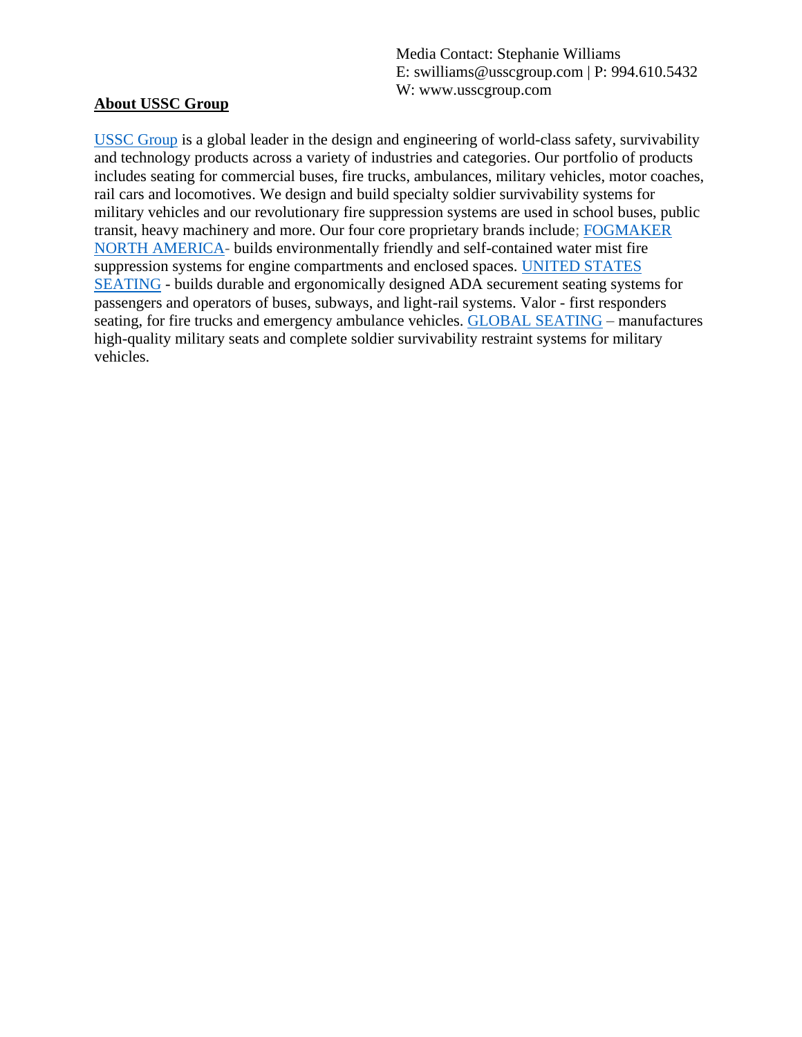Media Contact: Stephanie Williams
E: swilliams@usscgroup.com | P: 994.610.5432
W: www.usscgroup.com

**About USSC Group**

USSC Group is a global leader in the design and engineering of world-class safety, survivability and technology products across a variety of industries and categories. Our portfolio of products includes seating for commercial buses, fire trucks, ambulances, military vehicles, motor coaches, rail cars and locomotives. We design and build specialty soldier survivability systems for military vehicles and our revolutionary fire suppression systems are used in school buses, public transit, heavy machinery and more. Our four core proprietary brands include; FOGMAKER NORTH AMERICA- builds environmentally friendly and self-contained water mist fire suppression systems for engine compartments and enclosed spaces. UNITED STATES SEATING - builds durable and ergonomically designed ADA securement seating systems for passengers and operators of buses, subways, and light-rail systems. Valor - first responders seating, for fire trucks and emergency ambulance vehicles. GLOBAL SEATING – manufactures high-quality military seats and complete soldier survivability restraint systems for military vehicles.